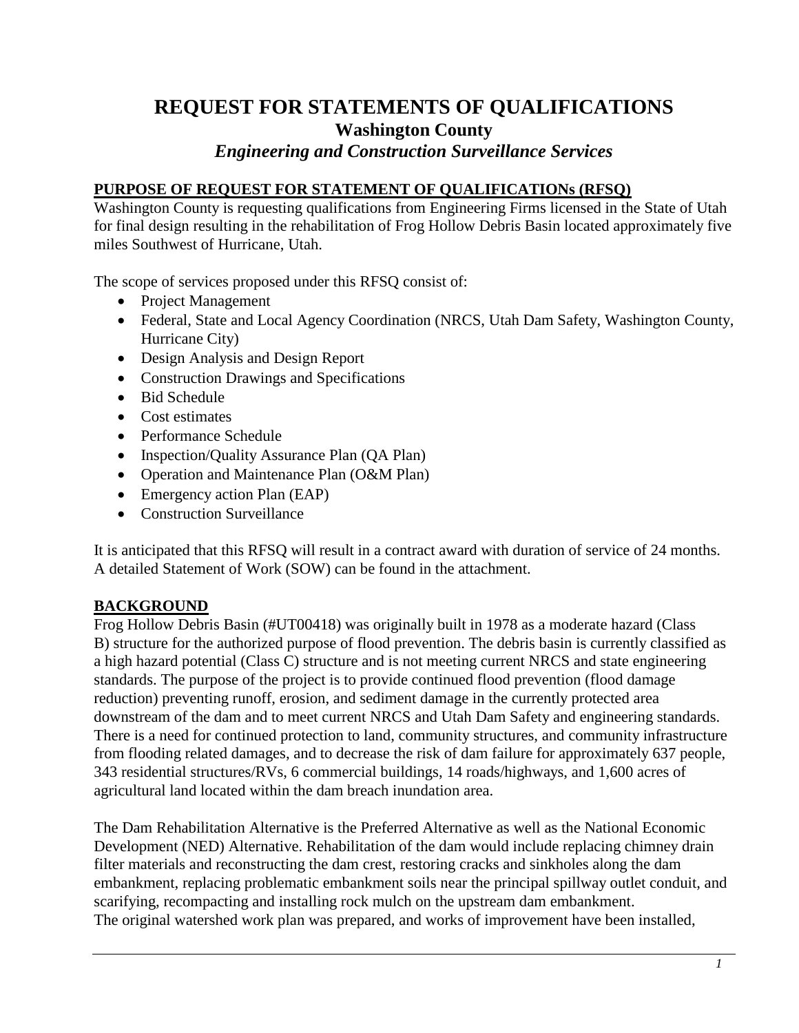# REQUEST FOR STATEMENTS OF QUALIFICATIONS

## Washington County

### *Engineering and Construction Surveillance Services*

**PURPOSE OF REQUEST FOR STATEMENT OF QUALIFICATIONs (RFSQ)**

Washington County is requesting qualifications from Engineering Firms licensed in the State of Utah for final design resulting in the rehabilitation of Frog Hollow Debris Basin located approximately five miles Southwest of Hurricane, Utah.

The scope of services proposed under this RFSQ consist of:

- Project Management
- Federal, State and Local Agency Coordination (NRCS, Utah Dam Safety, Washington County, Hurricane City)
- Design Analysis and Design Report
- Construction Drawings and Specifications
- Bid Schedule
- Cost estimates
- Performance Schedule
- Inspection/Quality Assurance Plan (QA Plan)
- Operation and Maintenance Plan (O&M Plan)
- Emergency action Plan (EAP)
- Construction Surveillance

It is anticipated that this RFSQ will result in a contract award with duration of service of 24 months. A detailed Statement of Work (SOW) can be found in the attachment.

**BACKGROUND**

Frog Hollow Debris Basin (#UT00418) was originally built in 1978 as a moderate hazard (Class B) structure for the authorized purpose of flood prevention. The debris basin is currently classified as a high hazard potential (Class C) structure and is not meeting current NRCS and state engineering standards. The purpose of the project is to provide continued flood prevention (flood damage reduction) preventing runoff, erosion, and sediment damage in the currently protected area downstream of the dam and to meet current NRCS and Utah Dam Safety and engineering standards. There is a need for continued protection to land, community structures, and community infrastructure from flooding related damages, and to decrease the risk of dam failure for approximately 637 people, 343 residential structures/RVs, 6 commercial buildings, 14 roads/highways, and 1,600 acres of agricultural land located within the dam breach inundation area.

The Dam Rehabilitation Alternative is the Preferred Alternative as well as the National Economic Development (NED) Alternative. Rehabilitation of the dam would include replacing chimney drain filter materials and reconstructing the dam crest, restoring cracks and sinkholes along the dam embankment, replacing problematic embankment soils near the principal spillway outlet conduit, and scarifying, recompacting and installing rock mulch on the upstream dam embankment.
The original watershed work plan was prepared, and works of improvement have been installed,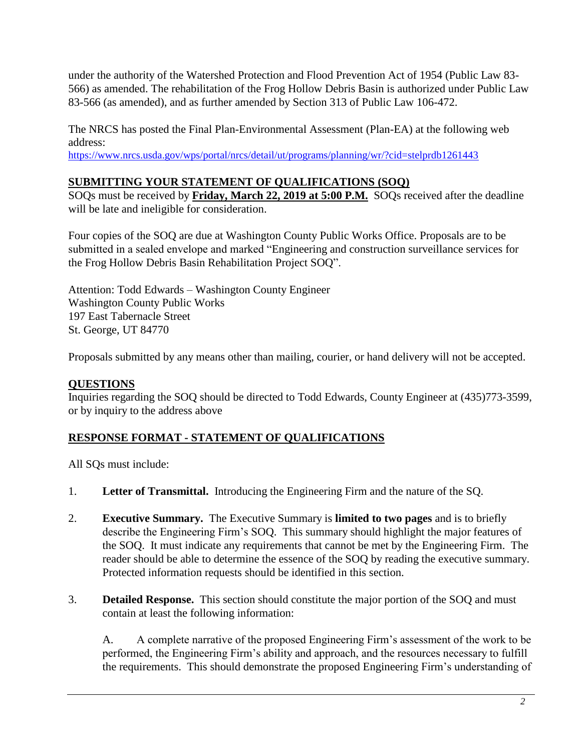under the authority of the Watershed Protection and Flood Prevention Act of 1954 (Public Law 83-566) as amended. The rehabilitation of the Frog Hollow Debris Basin is authorized under Public Law 83-566 (as amended), and as further amended by Section 313 of Public Law 106-472.

The NRCS has posted the Final Plan-Environmental Assessment (Plan-EA) at the following web address:
https://www.nrcs.usda.gov/wps/portal/nrcs/detail/ut/programs/planning/wr/?cid=stelprdb1261443

## SUBMITTING YOUR STATEMENT OF QUALIFICATIONS (SOQ)

SOQs must be received by **Friday, March 22, 2019 at 5:00 P.M.** SOQs received after the deadline will be late and ineligible for consideration.

Four copies of the SOQ are due at Washington County Public Works Office. Proposals are to be submitted in a sealed envelope and marked "Engineering and construction surveillance services for the Frog Hollow Debris Basin Rehabilitation Project SOQ".

Attention: Todd Edwards – Washington County Engineer
Washington County Public Works
197 East Tabernacle Street
St. George, UT 84770

Proposals submitted by any means other than mailing, courier, or hand delivery will not be accepted.

## QUESTIONS

Inquiries regarding the SOQ should be directed to Todd Edwards, County Engineer at (435)773-3599, or by inquiry to the address above

## RESPONSE FORMAT - STATEMENT OF QUALIFICATIONS

All SQs must include:

1. **Letter of Transmittal.** Introducing the Engineering Firm and the nature of the SQ.

2. **Executive Summary.** The Executive Summary is **limited to two pages** and is to briefly describe the Engineering Firm's SOQ. This summary should highlight the major features of the SOQ. It must indicate any requirements that cannot be met by the Engineering Firm. The reader should be able to determine the essence of the SOQ by reading the executive summary. Protected information requests should be identified in this section.

3. **Detailed Response.** This section should constitute the major portion of the SOQ and must contain at least the following information:

   A. A complete narrative of the proposed Engineering Firm's assessment of the work to be performed, the Engineering Firm's ability and approach, and the resources necessary to fulfill the requirements. This should demonstrate the proposed Engineering Firm's understanding of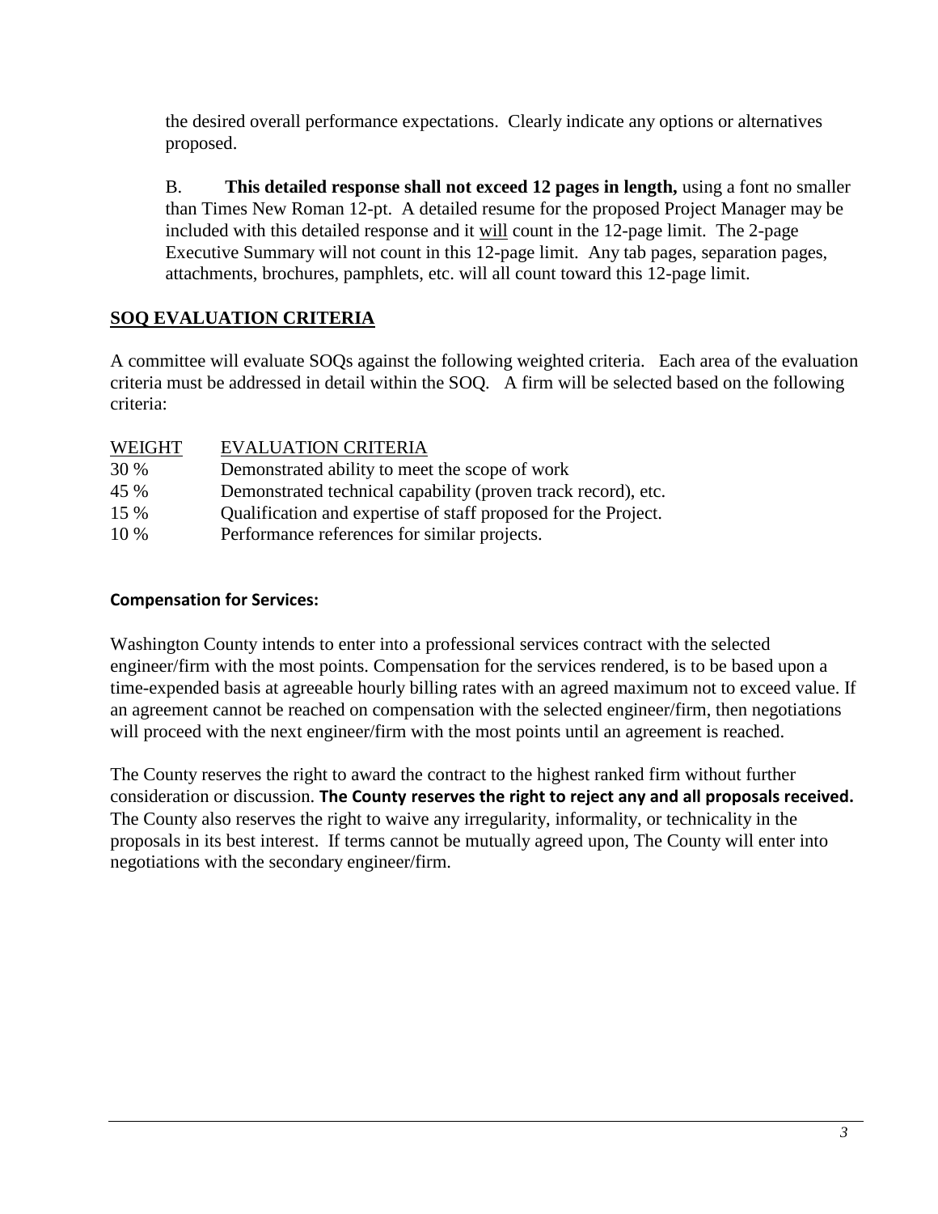the desired overall performance expectations. Clearly indicate any options or alternatives proposed.

B. **This detailed response shall not exceed 12 pages in length,** using a font no smaller than Times New Roman 12-pt. A detailed resume for the proposed Project Manager may be included with this detailed response and it will count in the 12-page limit. The 2-page Executive Summary will not count in this 12-page limit. Any tab pages, separation pages, attachments, brochures, pamphlets, etc. will all count toward this 12-page limit.

## SOQ EVALUATION CRITERIA

A committee will evaluate SOQs against the following weighted criteria. Each area of the evaluation criteria must be addressed in detail within the SOQ. A firm will be selected based on the following criteria:

| WEIGHT | EVALUATION CRITERIA |
|---|---|
| 30 % | Demonstrated ability to meet the scope of work |
| 45 % | Demonstrated technical capability (proven track record), etc. |
| 15 % | Qualification and expertise of staff proposed for the Project. |
| 10 % | Performance references for similar projects. |

**Compensation for Services:**

Washington County intends to enter into a professional services contract with the selected engineer/firm with the most points. Compensation for the services rendered, is to be based upon a time-expended basis at agreeable hourly billing rates with an agreed maximum not to exceed value. If an agreement cannot be reached on compensation with the selected engineer/firm, then negotiations will proceed with the next engineer/firm with the most points until an agreement is reached.

The County reserves the right to award the contract to the highest ranked firm without further consideration or discussion. **The County reserves the right to reject any and all proposals received.** The County also reserves the right to waive any irregularity, informality, or technicality in the proposals in its best interest. If terms cannot be mutually agreed upon, The County will enter into negotiations with the secondary engineer/firm.